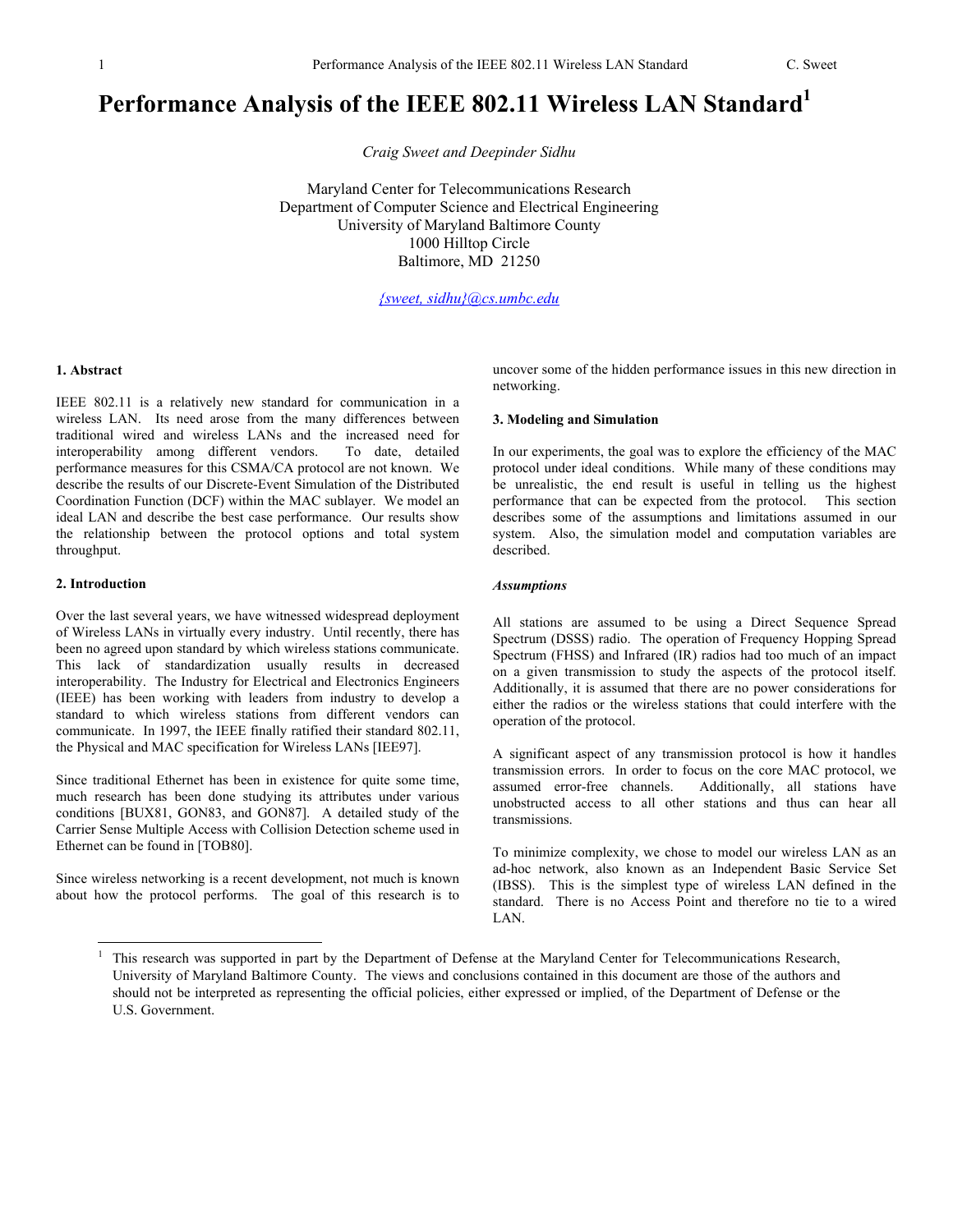# Performance Analysis of the IEEE 802.11 Wireless LAN Standard[1]

*Craig Sweet and Deepinder Sidhu*

Maryland Center for Telecommunications Research
Department of Computer Science and Electrical Engineering
University of Maryland Baltimore County
1000 Hilltop Circle
Baltimore, MD 21250

*{sweet, sidhu}@cs.umbc.edu*

## 1. Abstract

IEEE 802.11 is a relatively new standard for communication in a wireless LAN. Its need arose from the many differences between traditional wired and wireless LANs and the increased need for interoperability among different vendors. To date, detailed performance measures for this CSMA/CA protocol are not known. We describe the results of our Discrete-Event Simulation of the Distributed Coordination Function (DCF) within the MAC sublayer. We model an ideal LAN and describe the best case performance. Our results show the relationship between the protocol options and total system throughput.

## 2. Introduction

Over the last several years, we have witnessed widespread deployment of Wireless LANs in virtually every industry. Until recently, there has been no agreed upon standard by which wireless stations communicate. This lack of standardization usually results in decreased interoperability. The Industry for Electrical and Electronics Engineers (IEEE) has been working with leaders from industry to develop a standard to which wireless stations from different vendors can communicate. In 1997, the IEEE finally ratified their standard 802.11, the Physical and MAC specification for Wireless LANs [IEE97].

Since traditional Ethernet has been in existence for quite some time, much research has been done studying its attributes under various conditions [BUX81, GON83, and GON87]. A detailed study of the Carrier Sense Multiple Access with Collision Detection scheme used in Ethernet can be found in [TOB80].

Since wireless networking is a recent development, not much is known about how the protocol performs. The goal of this research is to uncover some of the hidden performance issues in this new direction in networking.

## 3. Modeling and Simulation

In our experiments, the goal was to explore the efficiency of the MAC protocol under ideal conditions. While many of these conditions may be unrealistic, the end result is useful in telling us the highest performance that can be expected from the protocol. This section describes some of the assumptions and limitations assumed in our system. Also, the simulation model and computation variables are described.

### *Assumptions*

All stations are assumed to be using a Direct Sequence Spread Spectrum (DSSS) radio. The operation of Frequency Hopping Spread Spectrum (FHSS) and Infrared (IR) radios had too much of an impact on a given transmission to study the aspects of the protocol itself. Additionally, it is assumed that there are no power considerations for either the radios or the wireless stations that could interfere with the operation of the protocol.

A significant aspect of any transmission protocol is how it handles transmission errors. In order to focus on the core MAC protocol, we assumed error-free channels. Additionally, all stations have unobstructed access to all other stations and thus can hear all transmissions.

To minimize complexity, we chose to model our wireless LAN as an ad-hoc network, also known as an Independent Basic Service Set (IBSS). This is the simplest type of wireless LAN defined in the standard. There is no Access Point and therefore no tie to a wired LAN.

[1] This research was supported in part by the Department of Defense at the Maryland Center for Telecommunications Research, University of Maryland Baltimore County. The views and conclusions contained in this document are those of the authors and should not be interpreted as representing the official policies, either expressed or implied, of the Department of Defense or the U.S. Government.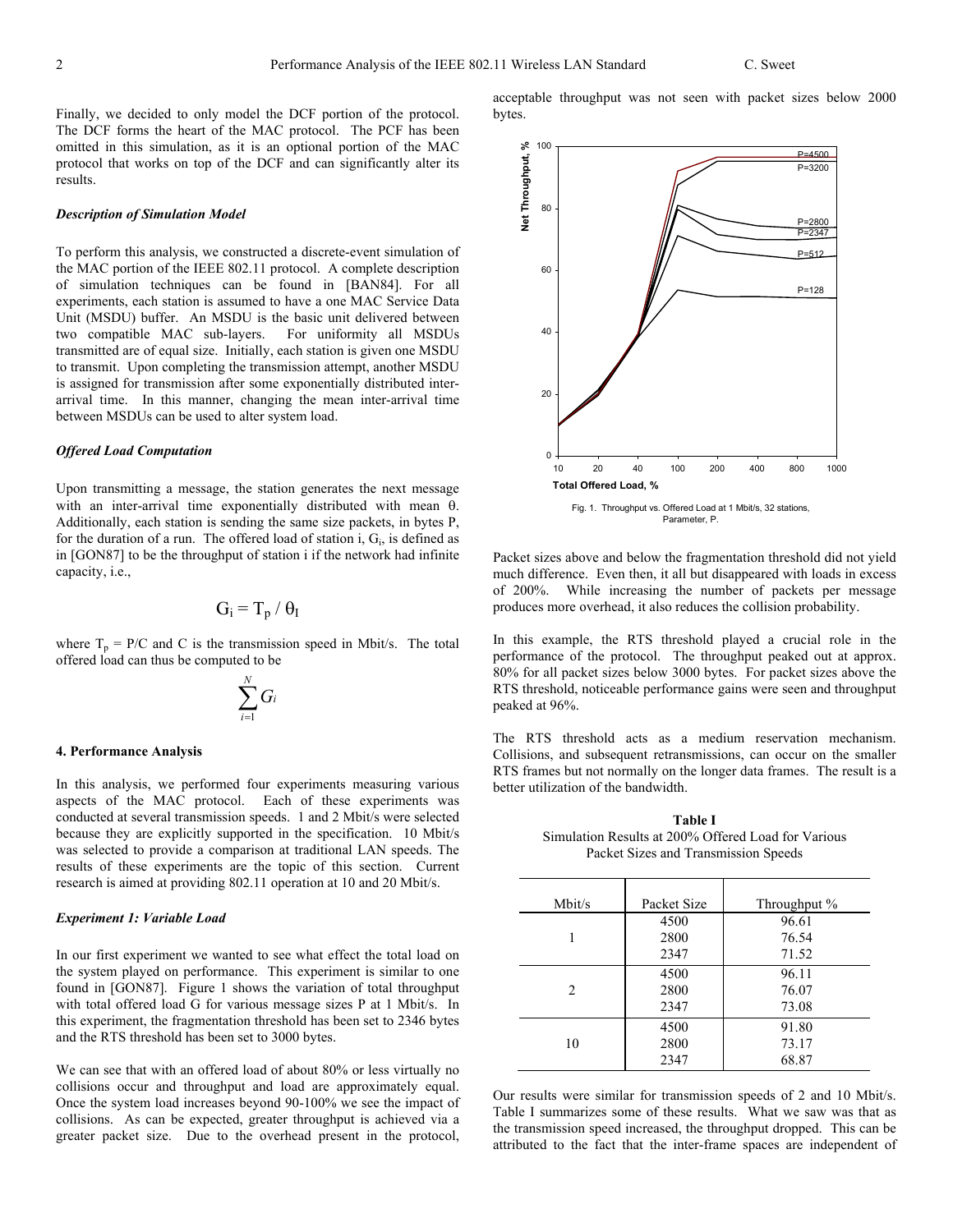Finally, we decided to only model the DCF portion of the protocol. The DCF forms the heart of the MAC protocol. The PCF has been omitted in this simulation, as it is an optional portion of the MAC protocol that works on top of the DCF and can significantly alter its results.

### *Description of Simulation Model*

To perform this analysis, we constructed a discrete-event simulation of the MAC portion of the IEEE 802.11 protocol. A complete description of simulation techniques can be found in [BAN84]. For all experiments, each station is assumed to have a one MAC Service Data Unit (MSDU) buffer. An MSDU is the basic unit delivered between two compatible MAC sub-layers. For uniformity all MSDUs transmitted are of equal size. Initially, each station is given one MSDU to transmit. Upon completing the transmission attempt, another MSDU is assigned for transmission after some exponentially distributed inter-arrival time. In this manner, changing the mean inter-arrival time between MSDUs can be used to alter system load.

### *Offered Load Computation*

Upon transmitting a message, the station generates the next message with an inter-arrival time exponentially distributed with mean $\theta$. Additionally, each station is sending the same size packets, in bytes P, for the duration of a run. The offered load of station i, $G_i$, is defined as in [GON87] to be the throughput of station i if the network had infinite capacity, i.e.,

$$G_i = T_p / \theta_I$$

where $T_p = P/C$ and C is the transmission speed in Mbit/s. The total offered load can thus be computed to be

$$\sum_{i=1}^{N} G_i$$

## 4. Performance Analysis

In this analysis, we performed four experiments measuring various aspects of the MAC protocol. Each of these experiments was conducted at several transmission speeds. 1 and 2 Mbit/s were selected because they are explicitly supported in the specification. 10 Mbit/s was selected to provide a comparison at traditional LAN speeds. The results of these experiments are the topic of this section. Current research is aimed at providing 802.11 operation at 10 and 20 Mbit/s.

### *Experiment 1: Variable Load*

In our first experiment we wanted to see what effect the total load on the system played on performance. This experiment is similar to one found in [GON87]. Figure 1 shows the variation of total throughput with total offered load G for various message sizes P at 1 Mbit/s. In this experiment, the fragmentation threshold has been set to 2346 bytes and the RTS threshold has been set to 3000 bytes.

We can see that with an offered load of about 80% or less virtually no collisions occur and throughput and load are approximately equal. Once the system load increases beyond 90-100% we see the impact of collisions. As can be expected, greater throughput is achieved via a greater packet size. Due to the overhead present in the protocol, acceptable throughput was not seen with packet sizes below 2000 bytes.

Fig. 1. Throughput vs. Offered Load at 1 Mbit/s, 32 stations, Parameter, P.

Packet sizes above and below the fragmentation threshold did not yield much difference. Even then, it all but disappeared with loads in excess of 200%. While increasing the number of packets per message produces more overhead, it also reduces the collision probability.

In this example, the RTS threshold played a crucial role in the performance of the protocol. The throughput peaked out at approx. 80% for all packet sizes below 3000 bytes. For packet sizes above the RTS threshold, noticeable performance gains were seen and throughput peaked at 96%.

The RTS threshold acts as a medium reservation mechanism. Collisions, and subsequent retransmissions, can occur on the smaller RTS frames but not normally on the longer data frames. The result is a better utilization of the bandwidth.

**Table I**
Simulation Results at 200% Offered Load for Various Packet Sizes and Transmission Speeds

| Mbit/s | Packet Size | Throughput % |
|---|---|---|
| 1 | 4500 | 96.61 |
| | 2800 | 76.54 |
| | 2347 | 71.52 |
| 2 | 4500 | 96.11 |
| | 2800 | 76.07 |
| | 2347 | 73.08 |
| 10 | 4500 | 91.80 |
| | 2800 | 73.17 |
| | 2347 | 68.87 |

Our results were similar for transmission speeds of 2 and 10 Mbit/s. Table I summarizes some of these results. What we saw was that as the transmission speed increased, the throughput dropped. This can be attributed to the fact that the inter-frame spaces are independent of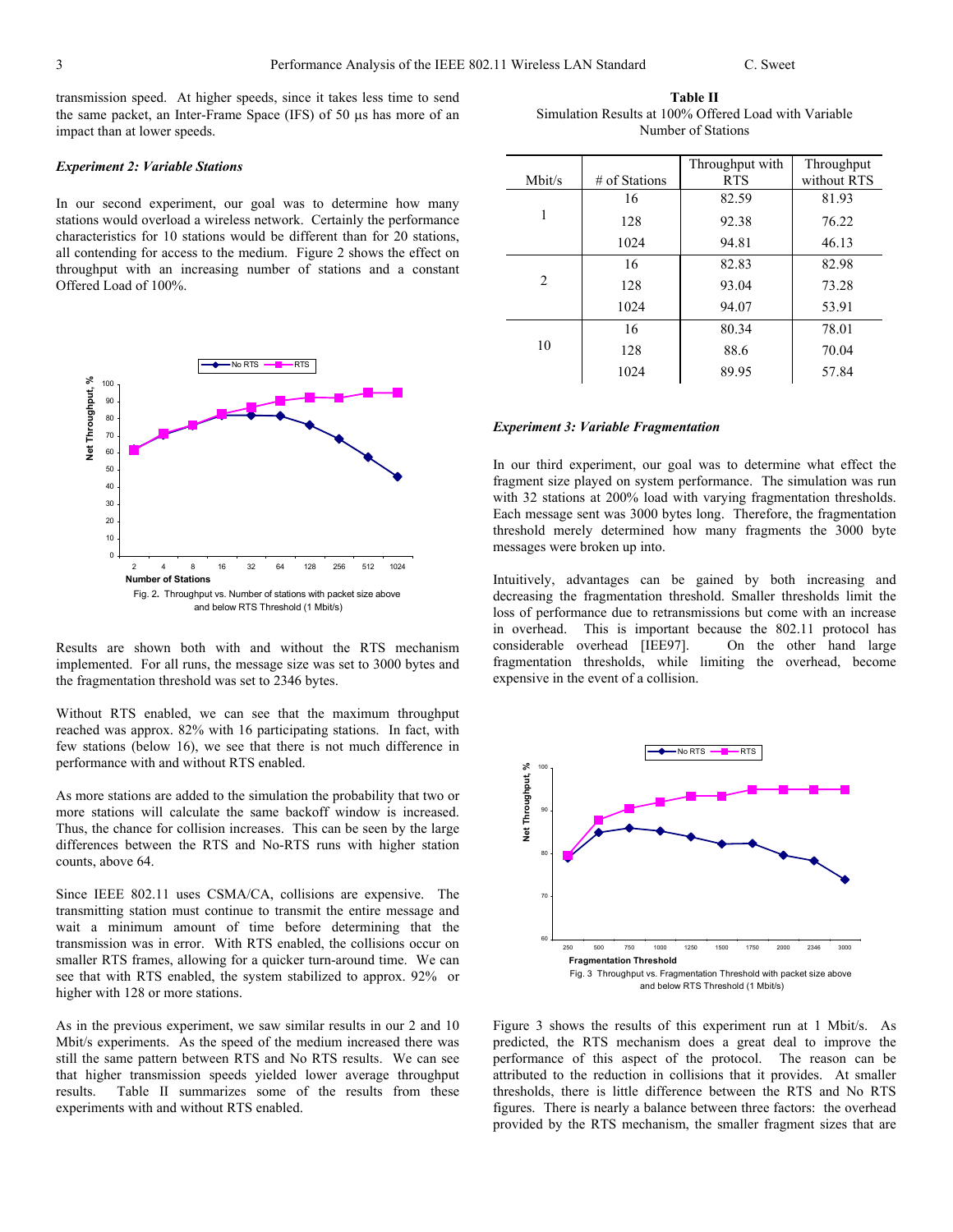transmission speed. At higher speeds, since it takes less time to send the same packet, an Inter-Frame Space (IFS) of 50 µs has more of an impact than at lower speeds.

### *Experiment 2: Variable Stations*

In our second experiment, our goal was to determine how many stations would overload a wireless network. Certainly the performance characteristics for 10 stations would be different than for 20 stations, all contending for access to the medium. Figure 2 shows the effect on throughput with an increasing number of stations and a constant Offered Load of 100%.

Fig. 2. Throughput vs. Number of stations with packet size above and below RTS Threshold (1 Mbit/s)

Results are shown both with and without the RTS mechanism implemented. For all runs, the message size was set to 3000 bytes and the fragmentation threshold was set to 2346 bytes.

Without RTS enabled, we can see that the maximum throughput reached was approx. 82% with 16 participating stations. In fact, with few stations (below 16), we see that there is not much difference in performance with and without RTS enabled.

As more stations are added to the simulation the probability that two or more stations will calculate the same backoff window is increased. Thus, the chance for collision increases. This can be seen by the large differences between the RTS and No-RTS runs with higher station counts, above 64.

Since IEEE 802.11 uses CSMA/CA, collisions are expensive. The transmitting station must continue to transmit the entire message and wait a minimum amount of time before determining that the transmission was in error. With RTS enabled, the collisions occur on smaller RTS frames, allowing for a quicker turn-around time. We can see that with RTS enabled, the system stabilized to approx. 92% or higher with 128 or more stations.

As in the previous experiment, we saw similar results in our 2 and 10 Mbit/s experiments. As the speed of the medium increased there was still the same pattern between RTS and No RTS results. We can see that higher transmission speeds yielded lower average throughput results. Table II summarizes some of the results from these experiments with and without RTS enabled.

**Table II**
Simulation Results at 100% Offered Load with Variable Number of Stations

| Mbit/s | # of Stations | Throughput with RTS | Throughput without RTS |
|---|---|---|---|
| 1 | 16 | 82.59 | 81.93 |
| | 128 | 92.38 | 76.22 |
| | 1024 | 94.81 | 46.13 |
| 2 | 16 | 82.83 | 82.98 |
| | 128 | 93.04 | 73.28 |
| | 1024 | 94.07 | 53.91 |
| 10 | 16 | 80.34 | 78.01 |
| | 128 | 88.6 | 70.04 |
| | 1024 | 89.95 | 57.84 |

### *Experiment 3: Variable Fragmentation*

In our third experiment, our goal was to determine what effect the fragment size played on system performance. The simulation was run with 32 stations at 200% load with varying fragmentation thresholds. Each message sent was 3000 bytes long. Therefore, the fragmentation threshold merely determined how many fragments the 3000 byte messages were broken up into.

Intuitively, advantages can be gained by both increasing and decreasing the fragmentation threshold. Smaller thresholds limit the loss of performance due to retransmissions but come with an increase in overhead. This is important because the 802.11 protocol has considerable overhead [IEE97]. On the other hand large fragmentation thresholds, while limiting the overhead, become expensive in the event of a collision.

Fig. 3 Throughput vs. Fragmentation Threshold with packet size above and below RTS Threshold (1 Mbit/s)

Figure 3 shows the results of this experiment run at 1 Mbit/s. As predicted, the RTS mechanism does a great deal to improve the performance of this aspect of the protocol. The reason can be attributed to the reduction in collisions that it provides. At smaller thresholds, there is little difference between the RTS and No RTS figures. There is nearly a balance between three factors: the overhead provided by the RTS mechanism, the smaller fragment sizes that are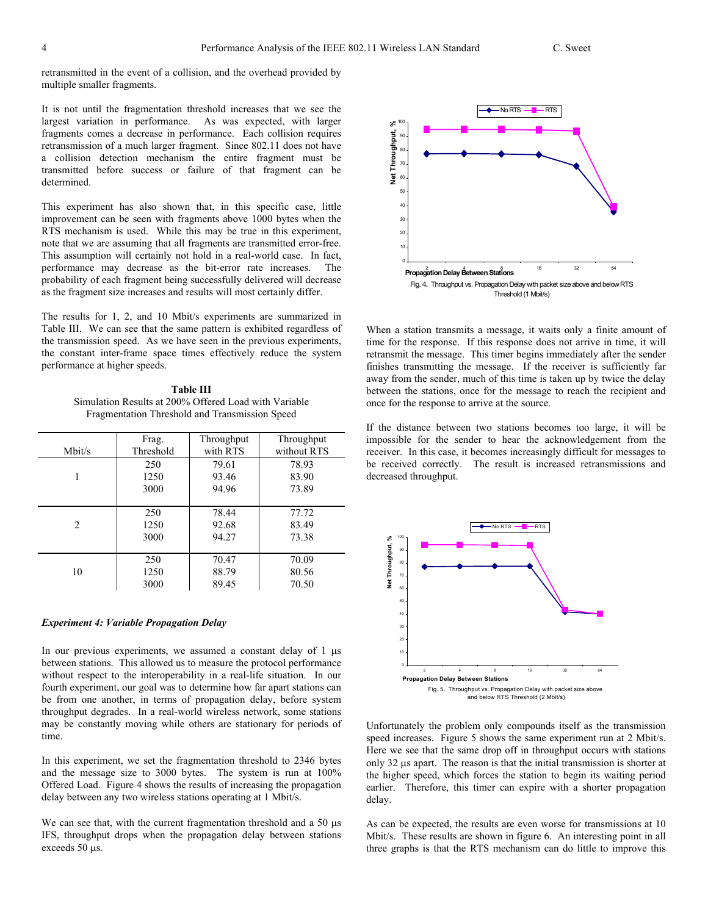retransmitted in the event of a collision, and the overhead provided by multiple smaller fragments.

It is not until the fragmentation threshold increases that we see the largest variation in performance. As was expected, with larger fragments comes a decrease in performance. Each collision requires retransmission of a much larger fragment. Since 802.11 does not have a collision detection mechanism the entire fragment must be transmitted before success or failure of that fragment can be determined.

This experiment has also shown that, in this specific case, little improvement can be seen with fragments above 1000 bytes when the RTS mechanism is used. While this may be true in this experiment, note that we are assuming that all fragments are transmitted error-free. This assumption will certainly not hold in a real-world case. In fact, performance may decrease as the bit-error rate increases. The probability of each fragment being successfully delivered will decrease as the fragment size increases and results will most certainly differ.

The results for 1, 2, and 10 Mbit/s experiments are summarized in Table III. We can see that the same pattern is exhibited regardless of the transmission speed. As we have seen in the previous experiments, the constant inter-frame space times effectively reduce the system performance at higher speeds.

**Table III**
Simulation Results at 200% Offered Load with Variable Fragmentation Threshold and Transmission Speed

| Mbit/s | Frag. Threshold | Throughput with RTS | Throughput without RTS |
|---|---|---|---|
| 1 | 250 | 79.61 | 78.93 |
| | 1250 | 93.46 | 83.90 |
| | 3000 | 94.96 | 73.89 |
| 2 | 250 | 78.44 | 77.72 |
| | 1250 | 92.68 | 83.49 |
| | 3000 | 94.27 | 73.38 |
| 10 | 250 | 70.47 | 70.09 |
| | 1250 | 88.79 | 80.56 |
| | 3000 | 89.45 | 70.50 |

### *Experiment 4: Variable Propagation Delay*

In our previous experiments, we assumed a constant delay of 1 μs between stations. This allowed us to measure the protocol performance without respect to the interoperability in a real-life situation. In our fourth experiment, our goal was to determine how far apart stations can be from one another, in terms of propagation delay, before system throughput degrades. In a real-world wireless network, some stations may be constantly moving while others are stationary for periods of time.

In this experiment, we set the fragmentation threshold to 2346 bytes and the message size to 3000 bytes. The system is run at 100% Offered Load. Figure 4 shows the results of increasing the propagation delay between any two wireless stations operating at 1 Mbit/s.

We can see that, with the current fragmentation threshold and a 50 μs IFS, throughput drops when the propagation delay between stations exceeds 50 μs.

Fig. 4. Throughput vs. Propagation Delay with packet size above and below RTS Threshold (1 Mbit/s)

When a station transmits a message, it waits only a finite amount of time for the response. If this response does not arrive in time, it will retransmit the message. This timer begins immediately after the sender finishes transmitting the message. If the receiver is sufficiently far away from the sender, much of this time is taken up by twice the delay between the stations, once for the message to reach the recipient and once for the response to arrive at the source.

If the distance between two stations becomes too large, it will be impossible for the sender to hear the acknowledgement from the receiver. In this case, it becomes increasingly difficult for messages to be received correctly. The result is increased retransmissions and decreased throughput.

Fig. 5. Throughput vs. Propagation Delay with packet size above and below RTS Threshold (2 Mbit/s)

Unfortunately the problem only compounds itself as the transmission speed increases. Figure 5 shows the same experiment run at 2 Mbit/s. Here we see that the same drop off in throughput occurs with stations only 32 μs apart. The reason is that the initial transmission is shorter at the higher speed, which forces the station to begin its waiting period earlier. Therefore, this timer can expire with a shorter propagation delay.

As can be expected, the results are even worse for transmissions at 10 Mbit/s. These results are shown in figure 6. An interesting point in all three graphs is that the RTS mechanism can do little to improve this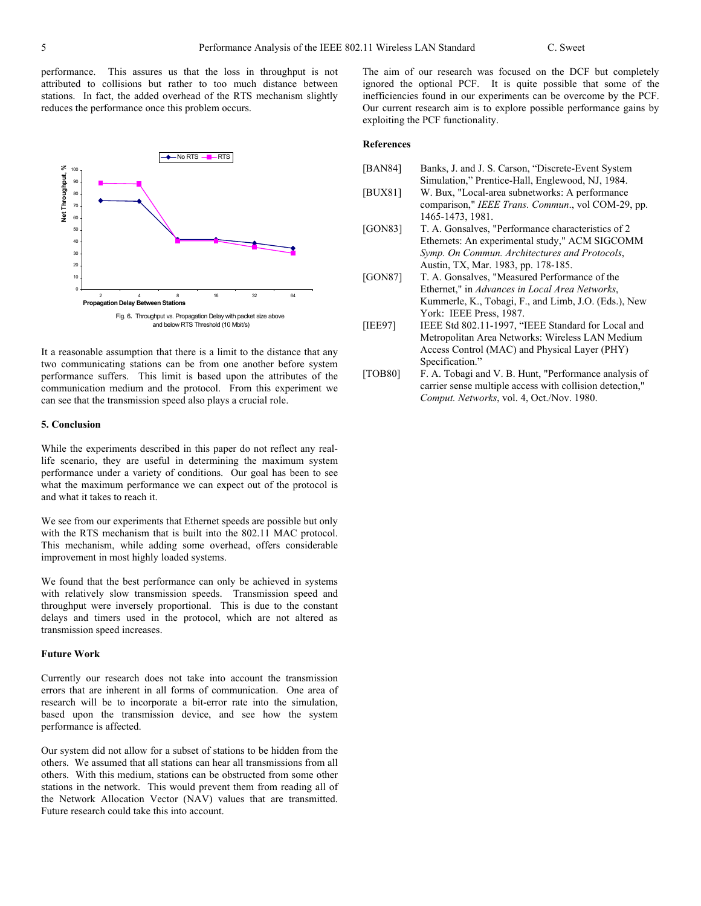performance. This assures us that the loss in throughput is not attributed to collisions but rather to too much distance between stations. In fact, the added overhead of the RTS mechanism slightly reduces the performance once this problem occurs.

No RTS
RTS

Net Throughput, %

100
90
80
70
60
50
40
30
20
10
0

2
4
8
16
32
64

Propagation Delay Between Stations

Fig. 6. Throughput vs. Propagation Delay with packet size above and below RTS Threshold (10 Mbit/s)

It a reasonable assumption that there is a limit to the distance that any two communicating stations can be from one another before system performance suffers. This limit is based upon the attributes of the communication medium and the protocol. From this experiment we can see that the transmission speed also plays a crucial role.

## 5. Conclusion

While the experiments described in this paper do not reflect any real-life scenario, they are useful in determining the maximum system performance under a variety of conditions. Our goal has been to see what the maximum performance we can expect out of the protocol is and what it takes to reach it.

We see from our experiments that Ethernet speeds are possible but only with the RTS mechanism that is built into the 802.11 MAC protocol. This mechanism, while adding some overhead, offers considerable improvement in most highly loaded systems.

We found that the best performance can only be achieved in systems with relatively slow transmission speeds. Transmission speed and throughput were inversely proportional. This is due to the constant delays and timers used in the protocol, which are not altered as transmission speed increases.

### Future Work

Currently our research does not take into account the transmission errors that are inherent in all forms of communication. One area of research will be to incorporate a bit-error rate into the simulation, based upon the transmission device, and see how the system performance is affected.

Our system did not allow for a subset of stations to be hidden from the others. We assumed that all stations can hear all transmissions from all others. With this medium, stations can be obstructed from some other stations in the network. This would prevent them from reading all of the Network Allocation Vector (NAV) values that are transmitted. Future research could take this into account.

The aim of our research was focused on the DCF but completely ignored the optional PCF. It is quite possible that some of the inefficiencies found in our experiments can be overcome by the PCF. Our current research aim is to explore possible performance gains by exploiting the PCF functionality.

## References

[BAN84] Banks, J. and J. S. Carson, "Discrete-Event System Simulation," Prentice-Hall, Englewood, NJ, 1984.

[BUX81] W. Bux, "Local-area subnetworks: A performance comparison," *IEEE Trans. Commun.*, vol COM-29, pp. 1465-1473, 1981.

[GON83] T. A. Gonsalves, "Performance characteristics of 2 Ethernets: An experimental study," ACM SIGCOMM *Symp. On Commun. Architectures and Protocols*, Austin, TX, Mar. 1983, pp. 178-185.

[GON87] T. A. Gonsalves, "Measured Performance of the Ethernet," in *Advances in Local Area Networks*, Kummerle, K., Tobagi, F., and Limb, J.O. (Eds.), New York: IEEE Press, 1987.

[IEE97] IEEE Std 802.11-1997, "IEEE Standard for Local and Metropolitan Area Networks: Wireless LAN Medium Access Control (MAC) and Physical Layer (PHY) Specification."

[TOB80] F. A. Tobagi and V. B. Hunt, "Performance analysis of carrier sense multiple access with collision detection," *Comput. Networks*, vol. 4, Oct./Nov. 1980.